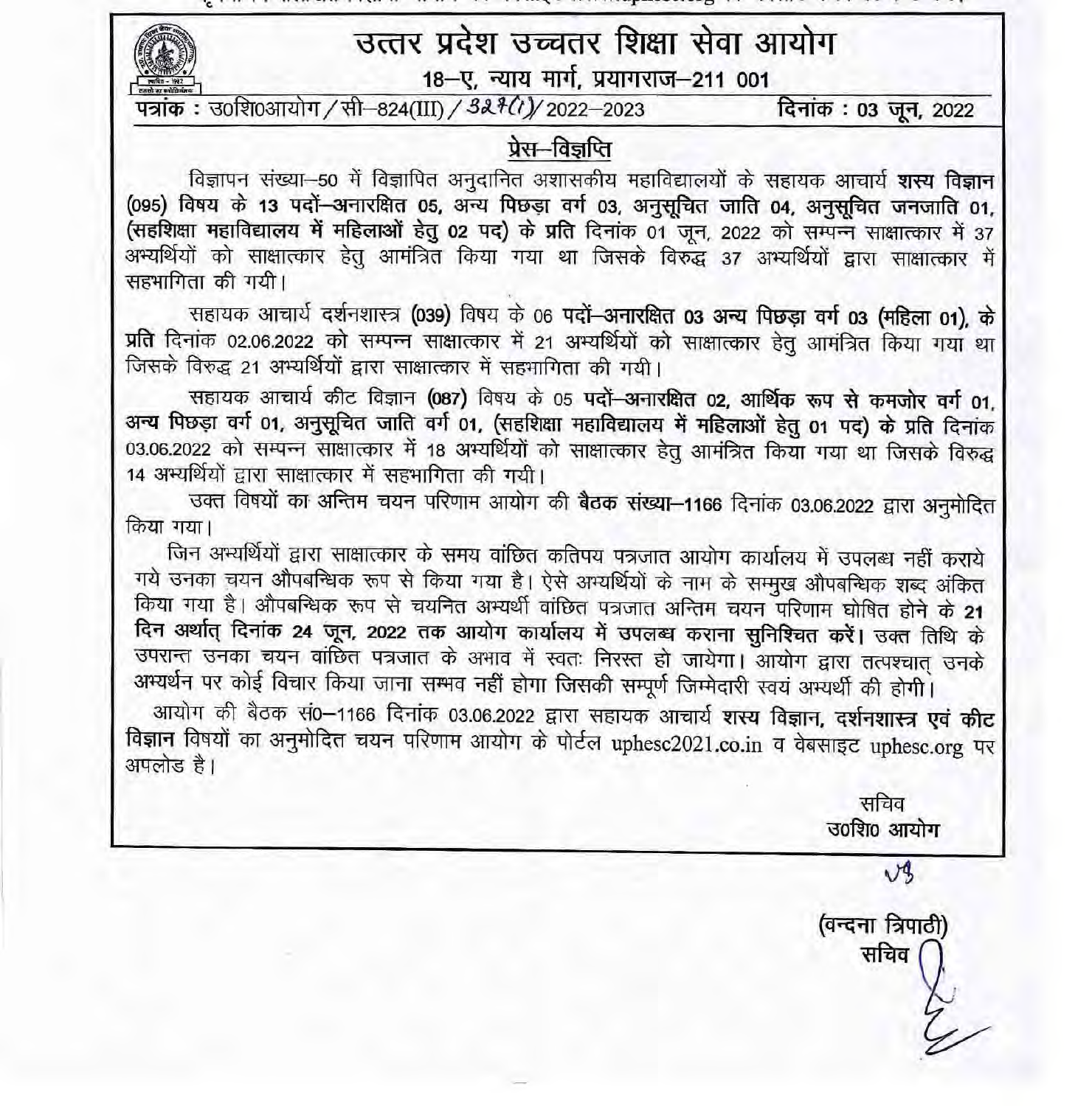# उत्तर प्रदेश उच्चतर शिक्षा सेवा आयोग

**18–ए, न्याय मार्ग, प्रयागराज–211 001**

**पत्रांक : उ0शि0आयोग / सी–824(III) / 327(I)/ 2022–2023** **दिनांक : 03 जून, 2022**

## प्रेस–विज्ञप्ति

विज्ञापन संख्या–50 में विज्ञापित अनुदानित अशासकीय महाविद्यालयों के सहायक आचार्य **शस्य विज्ञान (095) विषय के 13 पदों–अनारक्षित 05, अन्य पिछड़ा वर्ग 03, अनुसूचित जाति 04, अनुसूचित जनजाति 01, (सहशिक्षा महाविद्यालय में महिलाओं हेतु 02 पद) के प्रति** दिनांक 01 जून, 2022 को सम्पन्न साक्षात्कार में 37 अभ्यर्थियों को साक्षात्कार हेतु आमंत्रित किया गया था जिसके विरुद्ध 37 अभ्यर्थियों द्वारा साक्षात्कार में सहभागिता की गयी।

सहायक आचार्य दर्शनशास्त्र **(039)** विषय के 06 **पदों–अनारक्षित 03 अन्य पिछड़ा वर्ग 03 (महिला 01), के प्रति** दिनांक 02.06.2022 को सम्पन्न साक्षात्कार में 21 अभ्यर्थियों को साक्षात्कार हेतु आमंत्रित किया गया था जिसके विरुद्ध 21 अभ्यर्थियों द्वारा साक्षात्कार में सहभागिता की गयी।

सहायक आचार्य कीट विज्ञान **(087)** विषय के 05 **पदों–अनारक्षित 02, आर्थिक रूप से कमजोर वर्ग 01, अन्य पिछड़ा वर्ग 01, अनुसूचित जाति वर्ग 01, (सहशिक्षा महाविद्यालय में महिलाओं हेतु 01 पद) के प्रति** दिनांक 03.06.2022 को सम्पन्न साक्षात्कार में 18 अभ्यर्थियों को साक्षात्कार हेतु आमंत्रित किया गया था जिसके विरुद्ध 14 अभ्यर्थियों द्वारा साक्षात्कार में सहभागिता की गयी।

उक्त विषयों का **अन्तिम चयन परिणाम** आयोग की **बैठक संख्या–1166** दिनांक 03.06.2022 द्वारा अनुमोदित किया गया।

जिन अभ्यर्थियों द्वारा साक्षात्कार के समय वांछित कतिपय पत्रजात आयोग कार्यालय में उपलब्ध नहीं कराये गये उनका चयन औपबन्धिक रूप से किया गया है। ऐसे अभ्यर्थियों के नाम के सम्मुख औपबन्धिक शब्द अंकित किया गया है। औपबन्धिक रूप से चयनित अभ्यर्थी वांछित पत्रजात अन्तिम चयन परिणाम घोषित होने के **21 दिन अर्थात् दिनांक 24 जून, 2022 तक आयोग कार्यालय में उपलब्ध कराना सुनिश्चित करें।** उक्त तिथि के उपरान्त उनका चयन वांछित पत्रजात के अभाव में स्वतः निरस्त हो जायेगा। आयोग द्वारा तत्पश्चात् उनके अभ्यर्थन पर कोई विचार किया जाना सम्भव नहीं होगा जिसकी सम्पूर्ण जिम्मेदारी स्वयं अभ्यर्थी की होगी।

आयोग की बैठक सं0–1166 दिनांक 03.06.2022 द्वारा सहायक आचार्य **शस्य विज्ञान, दर्शनशास्त्र एवं कीट विज्ञान** विषयों का अनुमोदित चयन परिणाम आयोग के पोर्टल uphesc2021.co.in व वेबसाइट uphesc.org पर अपलोड है।

सचिव
उ0शि0 आयोग

(वन्दना त्रिपाठी)
सचिव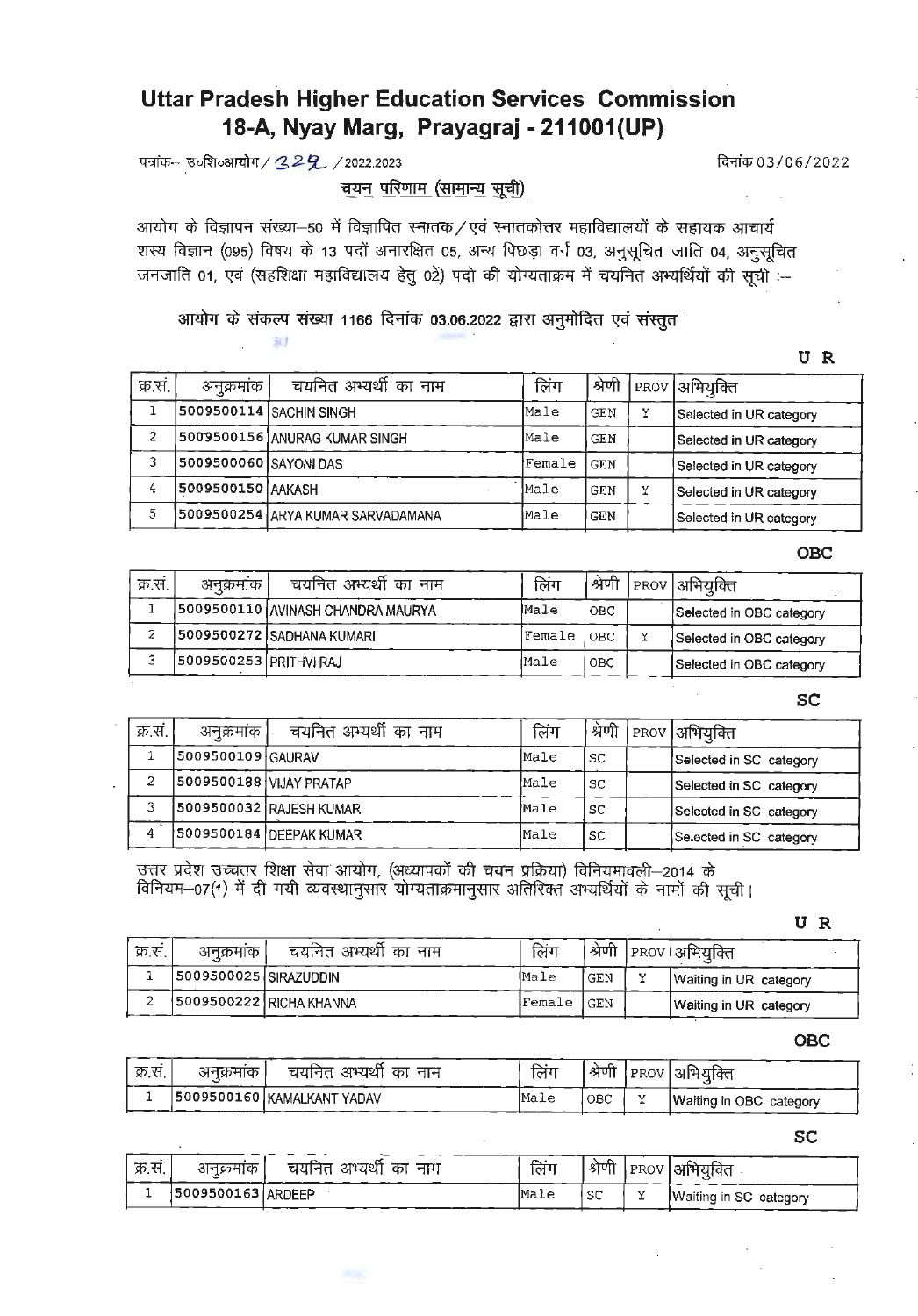# Uttar Pradesh Higher Education Services Commission
## 18-A, Nyay Marg, Prayagraj - 211001(UP)

पत्रांक– उ०शि०आयोग / 329 / 2022.2023 दिनांक 03/06/2022

**चयन परिणाम (सामान्य सूची)**

आयोग के विज्ञापन संख्या–50 में विज्ञापित स्नातक / एवं स्नातकोत्तर महाविद्यालयों के सहायक आचार्य शस्य विज्ञान (095) विषय के 13 पदों अनारक्षित 05, अन्य पिछड़ा वर्ग 03, अनुसूचित जाति 04, अनुसूचित जनजाति 01, एवं (सहशिक्षा महाविद्यालय हेतु 02) पदो की योग्यताक्रम में चयनित अभ्यर्थियों की सूची :–

आयोग के संकल्प संख्या 1166 दिनांक 03.06.2022 द्वारा अनुमोदित एवं संस्तुत

**U R**

| क्र.सं. | अनुक्रमांक | चयनित अभ्यर्थी का नाम | लिंग | श्रेणी | PROV | अभियुक्ति |
|---|---|---|---|---|---|---|
| 1 | 5009500114 | SACHIN SINGH | Male | GEN | Y | Selected in UR category |
| 2 | 5009500156 | ANURAG KUMAR SINGH | Male | GEN | | Selected in UR category |
| 3 | 5009500060 | SAYONI DAS | Female | GEN | | Selected in UR category |
| 4 | 5009500150 | AAKASH | Male | GEN | Y | Selected in UR category |
| 5 | 5009500254 | ARYA KUMAR SARVADAMANA | Male | GEN | | Selected in UR category |

**OBC**

| क्र.सं. | अनुक्रमांक | चयनित अभ्यर्थी का नाम | लिंग | श्रेणी | PROV | अभियुक्ति |
|---|---|---|---|---|---|---|
| 1 | 5009500110 | AVINASH CHANDRA MAURYA | Male | OBC | | Selected in OBC category |
| 2 | 5009500272 | SADHANA KUMARI | Female | OBC | Y | Selected in OBC category |
| 3 | 5009500253 | PRITHVI RAJ | Male | OBC | | Selected in OBC category |

**SC**

| क्र.सं. | अनुक्रमांक | चयनित अभ्यर्थी का नाम | लिंग | श्रेणी | PROV | अभियुक्ति |
|---|---|---|---|---|---|---|
| 1 | 5009500109 | GAURAV | Male | SC | | Selected in SC category |
| 2 | 5009500188 | VIJAY PRATAP | Male | SC | | Selected in SC category |
| 3 | 5009500032 | RAJESH KUMAR | Male | SC | | Selected in SC category |
| 4 | 5009500184 | DEEPAK KUMAR | Male | SC | | Selected in SC category |

उत्तर प्रदेश उच्चतर शिक्षा सेवा आयोग, (अध्यापकों की चयन प्रक्रिया) विनियमावली–2014 के विनियम–07(1) में दी गयी व्यवस्थानुसार योग्यताक्रमानुसार अतिरिक्त अभ्यर्थियों के नामों की सूची।

**U R**

| क्र.सं. | अनुक्रमांक | चयनित अभ्यर्थी का नाम | लिंग | श्रेणी | PROV | अभियुक्ति |
|---|---|---|---|---|---|---|
| 1 | 5009500025 | SIRAZUDDIN | Male | GEN | Y | Waiting in UR category |
| 2 | 5009500222 | RICHA KHANNA | Female | GEN | | Waiting in UR category |

**OBC**

| क्र.सं. | अनुक्रमांक | चयनित अभ्यर्थी का नाम | लिंग | श्रेणी | PROV | अभियुक्ति |
|---|---|---|---|---|---|---|
| 1 | 5009500160 | KAMALKANT YADAV | Male | OBC | Y | Waiting in OBC category |

**SC**

| क्र.सं. | अनुक्रमांक | चयनित अभ्यर्थी का नाम | लिंग | श्रेणी | PROV | अभियुक्ति |
|---|---|---|---|---|---|---|
| 1 | 5009500163 | ARDEEP | Male | SC | Y | Waiting in SC category |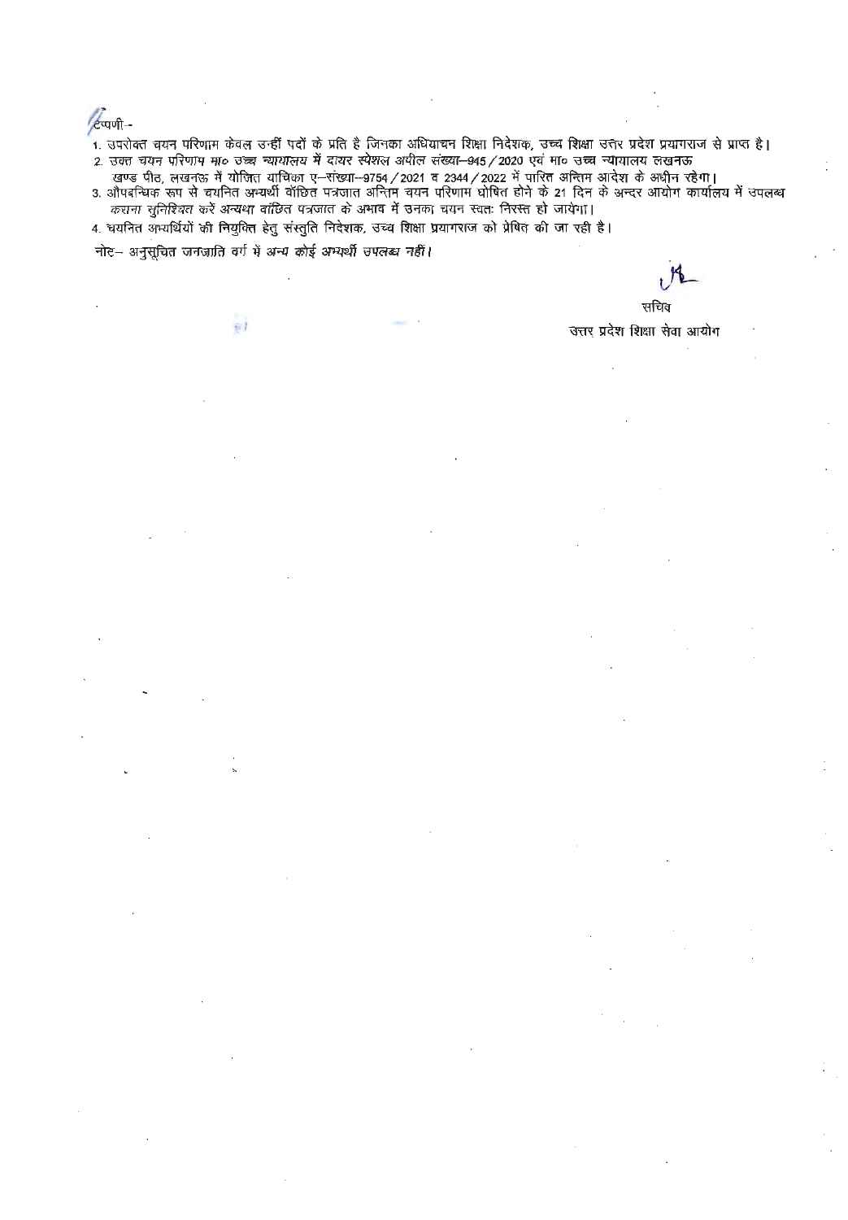टिप्पणी–

1. उपरोक्त चयन परिणाम केवल उन्हीं पदों के प्रति है जिनका अधियाचन शिक्षा निदेशक, उच्च शिक्षा उत्तर प्रदेश प्रयागराज से प्राप्त है।
2. उक्त चयन परिणाम मा० उच्च न्यायालय में दायर स्पेशल अपील संख्या–945 / 2020 एवं मा० उच्च न्यायालय लखनऊ खण्ड पीठ, लखनऊ में योजित याचिका ए–संख्या–9754 / 2021 व 2344 / 2022 में पारित अन्तिम आदेश के अधीन रहेगा।
3. औपबन्धिक रूप से चयनित अभ्यर्थी वॉछित पत्रजात अन्तिम चयन परिणाम घोषित होने के 21 दिन के अन्दर आयोग कार्यालय में उपलब्ध कराना सुनिश्चित करें अन्यथा वांछित पत्रजात के अभाव में उनका चयन स्वतः निरस्त हो जायेगा।
4. चयनित अभ्यर्थियों की नियुक्ति हेतु संस्तुति निदेशक, उच्च शिक्षा प्रयागराज को प्रेषित की जा रही है।

नोट– अनुसूचित जनजाति वर्ग में अन्य कोई अभ्यर्थी उपलब्ध नहीं।

सचिव
उत्तर प्रदेश शिक्षा सेवा आयोग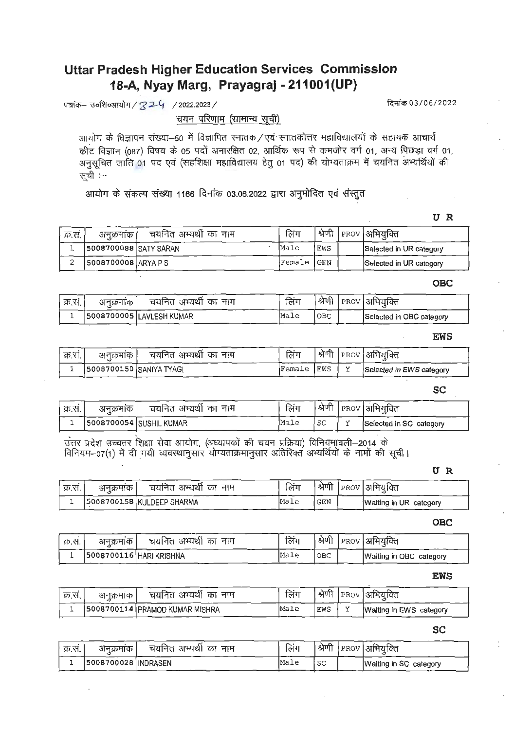# Uttar Pradesh Higher Education Services Commission
## 18-A, Nyay Marg, Prayagraj - 211001(UP)

पत्रांक– उ०शि०आयोग/324 /2022.2023/ दिनांक 03/06/2022

**चयन परिणाम (सामान्य सूची)**

आयोग के विज्ञापन संख्या–50 में विज्ञापित स्नातक/एवं स्नातकोत्तर महाविद्यालयों के सहायक आचार्य कीट विज्ञान (087) विषय के 05 पदों अनारक्षित 02, आर्थिक रूप से कमजोर वर्ग 01, अन्य पिछड़ा वर्ग 01, अनुसूचित जाति 01 पद एवं (सहशिक्षा महाविद्यालय हेतु 01 पद) की योग्यताक्रम में चयनित अभ्यर्थियों की सूची :–

आयोग के संकल्प संख्या 1166 दिनांक 03.06.2022 द्वारा अनुमोदित एवं संस्तुत

**U R**

| क्र.सं. | अनुक्रमांक | चयनित अभ्यर्थी का नाम | लिंग | श्रेणी | PROV | अभियुक्ति |
|---|---|---|---|---|---|---|
| 1 | 5008700088 | SATY SARAN | Male | EWS | | Selected in UR category |
| 2 | 5008700008 | ARYA P S | Female | GEN | | Selected in UR category |

**OBC**

| क्र.सं. | अनुक्रमांक | चयनित अभ्यर्थी का नाम | लिंग | श्रेणी | PROV | अभियुक्ति |
|---|---|---|---|---|---|---|
| 1 | 5008700005 | LAVLESH KUMAR | Male | OBC | | Selected in OBC category |

**EWS**

| क्र.सं. | अनुक्रमांक | चयनित अभ्यर्थी का नाम | लिंग | श्रेणी | PROV | अभियुक्ति |
|---|---|---|---|---|---|---|
| 1 | 5008700150 | SANIYA TYAGI | Female | EWS | Y | Selected in EWS category |

**SC**

| क्र.सं. | अनुक्रमांक | चयनित अभ्यर्थी का नाम | लिंग | श्रेणी | PROV | अभियुक्ति |
|---|---|---|---|---|---|---|
| 1 | 5008700054 | SUSHIL KUMAR | Male | SC | Y | Selected in SC category |

उत्तर प्रदेश उच्चतर शिक्षा सेवा आयोग, (अध्यापकों की चयन प्रक्रिया) विनियमावली–2014 के विनियम–07(1) में दी गयी व्यवस्थानुसार योग्यताक्रमानुसार अतिरिक्त अभ्यर्थियों के नामों की सूची।

**U R**

| क्र.सं. | अनुक्रमांक | चयनित अभ्यर्थी का नाम | लिंग | श्रेणी | PROV | अभियुक्ति |
|---|---|---|---|---|---|---|
| 1 | 5008700158 | KULDEEP SHARMA | Male | GEN | | Waiting in UR category |

**OBC**

| क्र.सं. | अनुक्रमांक | चयनित अभ्यर्थी का नाम | लिंग | श्रेणी | PROV | अभियुक्ति |
|---|---|---|---|---|---|---|
| 1 | 5008700116 | HARI KRISHNA | Male | OBC | | Waiting in OBC category |

**EWS**

| क्र.सं. | अनुक्रमांक | चयनित अभ्यर्थी का नाम | लिंग | श्रेणी | PROV | अभियुक्ति |
|---|---|---|---|---|---|---|
| 1 | 5008700114 | PRAMOD KUMAR MISHRA | Male | EWS | Y | Waiting in EWS category |

**SC**

| क्र.सं. | अनुक्रमांक | चयनित अभ्यर्थी का नाम | लिंग | श्रेणी | PROV | अभियुक्ति |
|---|---|---|---|---|---|---|
| 1 | 5008700028 | INDRASEN | Male | SC | | Waiting in SC category |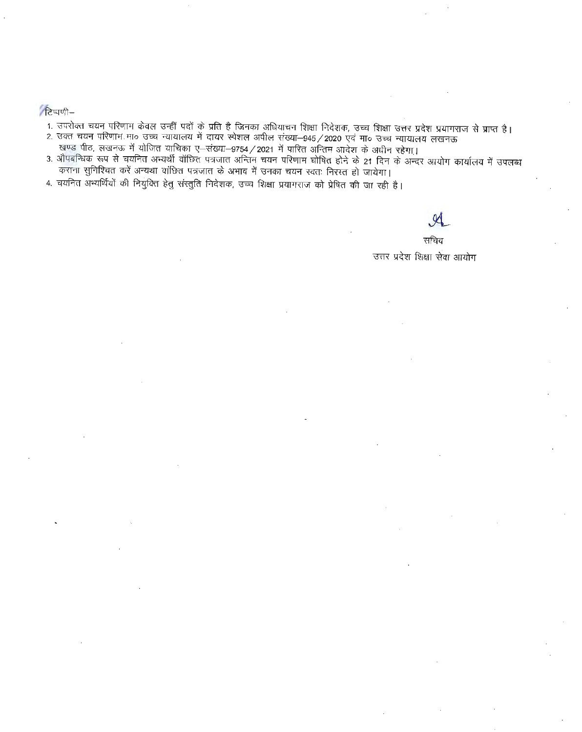टिप्पणी–

1. उपरोक्त चयन परिणाम केवल उन्हीं पदों के प्रति है जिनका अधियाचन शिक्षा निदेशक, उच्च शिक्षा उत्तर प्रदेश प्रयागराज से प्राप्त है।
2. उक्त चयन परिणाम मा० उच्च न्यायालय में दायर स्पेशल अपील संख्या–945/2020 एवं मा० उच्च न्यायालय लखनऊ खण्ड पीठ, लखनऊ में योजित याचिका ए–संख्या–9754/2021 में पारित अन्तिम आदेश के अधीन रहेगा।
3. औपबन्धिक रूप से चयनित अभ्यर्थी वांछित पत्रजात अन्तिम चयन परिणाम घोषित होने के 21 दिन के अन्दर आयोग कार्यालय में उपलब्ध कराना सुनिश्चित करें अन्यथा वांछित पत्रजात के अभाव में उनका चयन स्वतः निरस्त हो जायेगा।
4. चयनित अभ्यर्थियों की नियुक्ति हेतु संस्तुति निदेशक, उच्च शिक्षा प्रयागराज को प्रेषित की जा रही है।

सचिव
उत्तर प्रदेश शिक्षा सेवा आयोग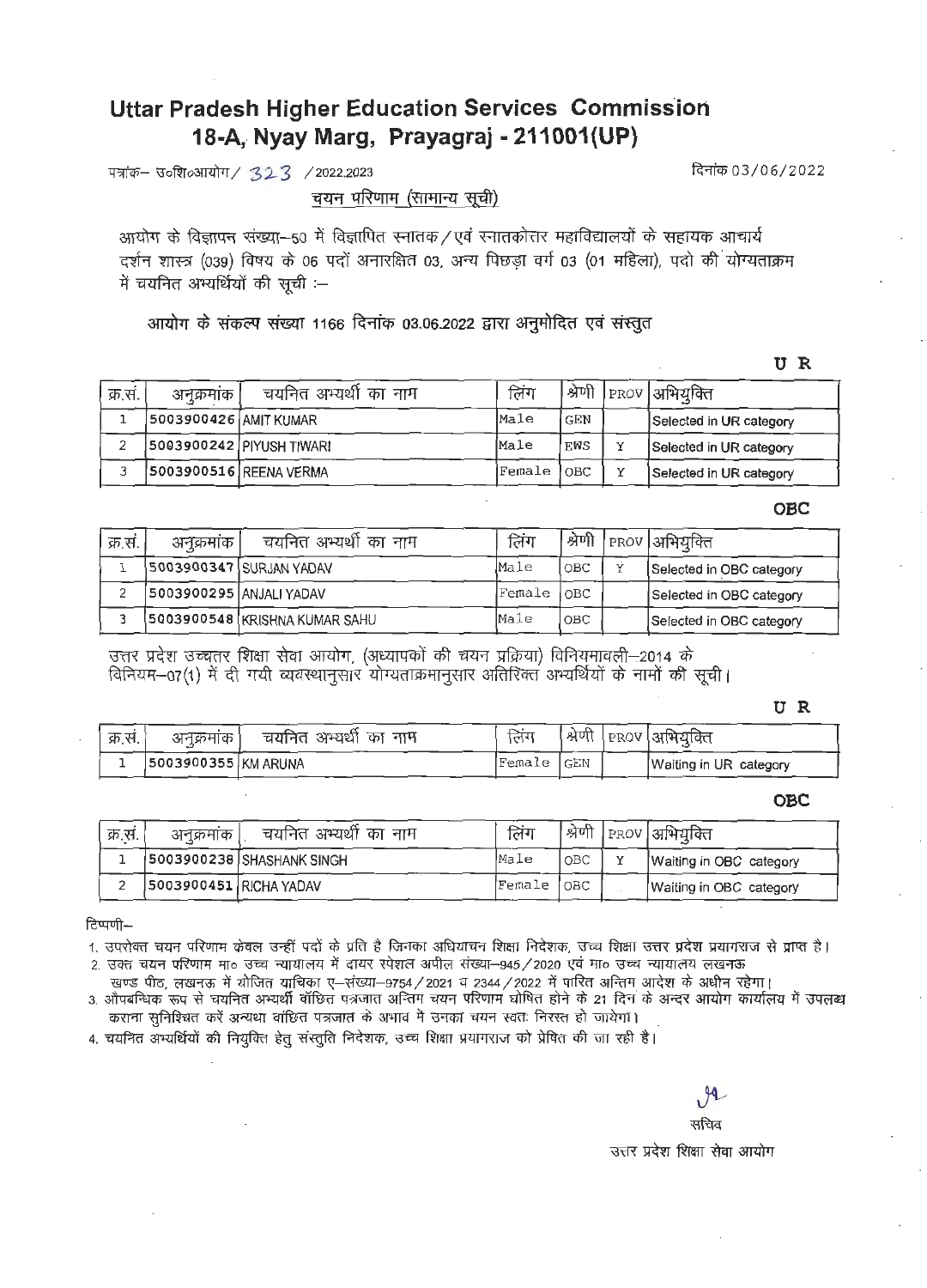# Uttar Pradesh Higher Education Services Commission
## 18-A, Nyay Marg, Prayagraj - 211001(UP)

पत्रांक– उ०शि०आयोग / 323 / 2022,2023 दिनांक 03/06/2022

**चयन परिणाम (सामान्य सूची)**

आयोग के विज्ञापन संख्या–50 में विज्ञापित स्नातक / एवं स्नातकोत्तर महाविद्यालयों के सहायक आचार्य दर्शन शास्त्र (039) विषय के 06 पदों अनारक्षित 03, अन्य पिछड़ा वर्ग 03 (01 महिला), पदो की योग्यताक्रम में चयनित अभ्यर्थियों की सूची :–

आयोग के संकल्प संख्या 1166 दिनांक 03.06.2022 द्वारा अनुमोदित एवं संस्तुत

**U R**

| क्र.सं. | अनुक्रमांक | चयनित अभ्यर्थी का नाम | लिंग | श्रेणी | PROV | अभियुक्ति |
|---|---|---|---|---|---|---|
| 1 | 5003900426 | AMIT KUMAR | Male | GEN | | Selected in UR category |
| 2 | 5003900242 | PIYUSH TIWARI | Male | EWS | Y | Selected in UR category |
| 3 | 5003900516 | REENA VERMA | Female | OBC | Y | Selected in UR category |

**OBC**

| क्र.सं. | अनुक्रमांक | चयनित अभ्यर्थी का नाम | लिंग | श्रेणी | PROV | अभियुक्ति |
|---|---|---|---|---|---|---|
| 1 | 5003900347 | SURJAN YADAV | Male | OBC | Y | Selected in OBC category |
| 2 | 5003900295 | ANJALI YADAV | Female | OBC | | Selected in OBC category |
| 3 | 5003900548 | KRISHNA KUMAR SAHU | Male | OBC | | Selected in OBC category |

उत्तर प्रदेश उच्चतर शिक्षा सेवा आयोग, (अध्यापकों की चयन प्रक्रिया) विनियमावली–2014 के विनियम–07(1) में दी गयी व्यवस्थानुसार योग्यताक्रमानुसार अतिरिक्त अभ्यर्थियों के नामों की सूची।

**U R**

| क्र.सं. | अनुक्रमांक | चयनित अभ्यर्थी का नाम | लिंग | श्रेणी | PROV | अभियुक्ति |
|---|---|---|---|---|---|---|
| 1 | 5003900355 | KM ARUNA | Female | GEN | | Waiting in UR category |

**OBC**

| क्र.सं. | अनुक्रमांक | चयनित अभ्यर्थी का नाम | लिंग | श्रेणी | PROV | अभियुक्ति |
|---|---|---|---|---|---|---|
| 1 | 5003900238 | SHASHANK SINGH | Male | OBC | Y | Waiting in OBC category |
| 2 | 5003900451 | RICHA YADAV | Female | OBC | | Waiting in OBC category |

टिप्पणी–

1. उपरोक्त चयन परिणाम केवल उन्हीं पदों के प्रति है जिनका अधियाचन शिक्षा निदेशक, उच्च शिक्षा उत्तर प्रदेश प्रयागराज से प्राप्त है।
2. उक्त चयन परिणाम मा० उच्च न्यायालय में दायर स्पेशल अपील संख्या–945 / 2020 एवं मा० उच्च न्यायालय लखनऊ खण्ड पीठ, लखनऊ में योजित याचिका ए–संख्या–9754 / 2021 व 2344 / 2022 में पारित अन्तिम आदेश के अधीन रहेगा।
3. औपबन्धिक रूप से चयनित अभ्यर्थी वॉछित पत्रजात अन्तिम चयन परिणाम घोषित होने के 21 दिन के अन्दर आयोग कार्यालय में उपलब्ध कराना सुनिश्चित करें अन्यथा वांछित पत्रजात के अभाव में उनका चयन स्वतः निरस्त हो जायेगा।
4. चयनित अभ्यर्थियों की नियुक्ति हेतु संस्तुति निदेशक, उच्च शिक्षा प्रयागराज को प्रेषित की जा रही है।

सचिव

उत्तर प्रदेश शिक्षा सेवा आयोग